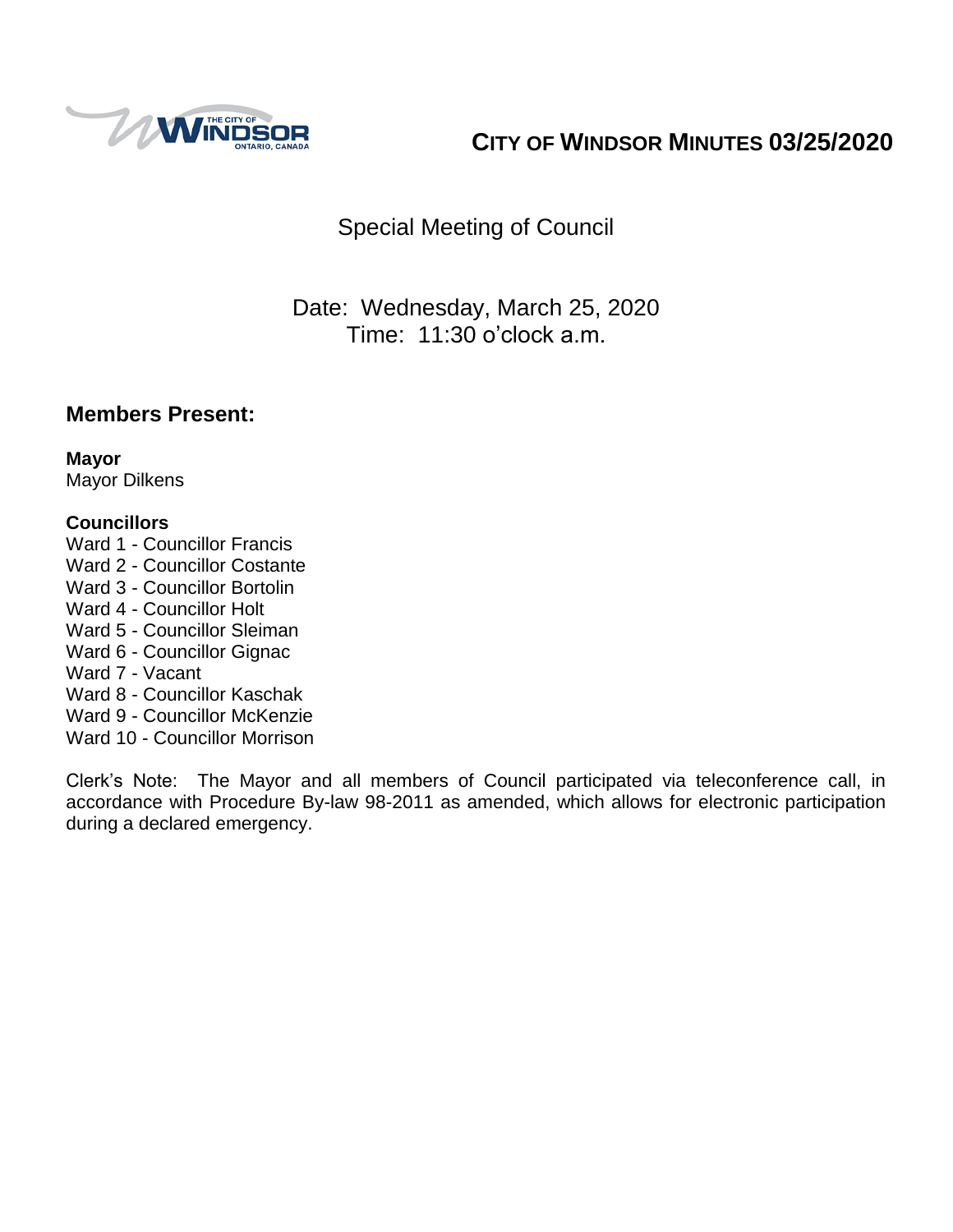# CITY OF WINDSOR MINUTES 03/25/2020

## Special Meeting of Council

Date: Wednesday, March 25, 2020
Time: 11:30 o'clock a.m.

## Members Present:

**Mayor**
Mayor Dilkens

**Councillors**
Ward 1 - Councillor Francis
Ward 2 - Councillor Costante
Ward 3 - Councillor Bortolin
Ward 4 - Councillor Holt
Ward 5 - Councillor Sleiman
Ward 6 - Councillor Gignac
Ward 7 - Vacant
Ward 8 - Councillor Kaschak
Ward 9 - Councillor McKenzie
Ward 10 - Councillor Morrison

Clerk's Note: The Mayor and all members of Council participated via teleconference call, in accordance with Procedure By-law 98-2011 as amended, which allows for electronic participation during a declared emergency.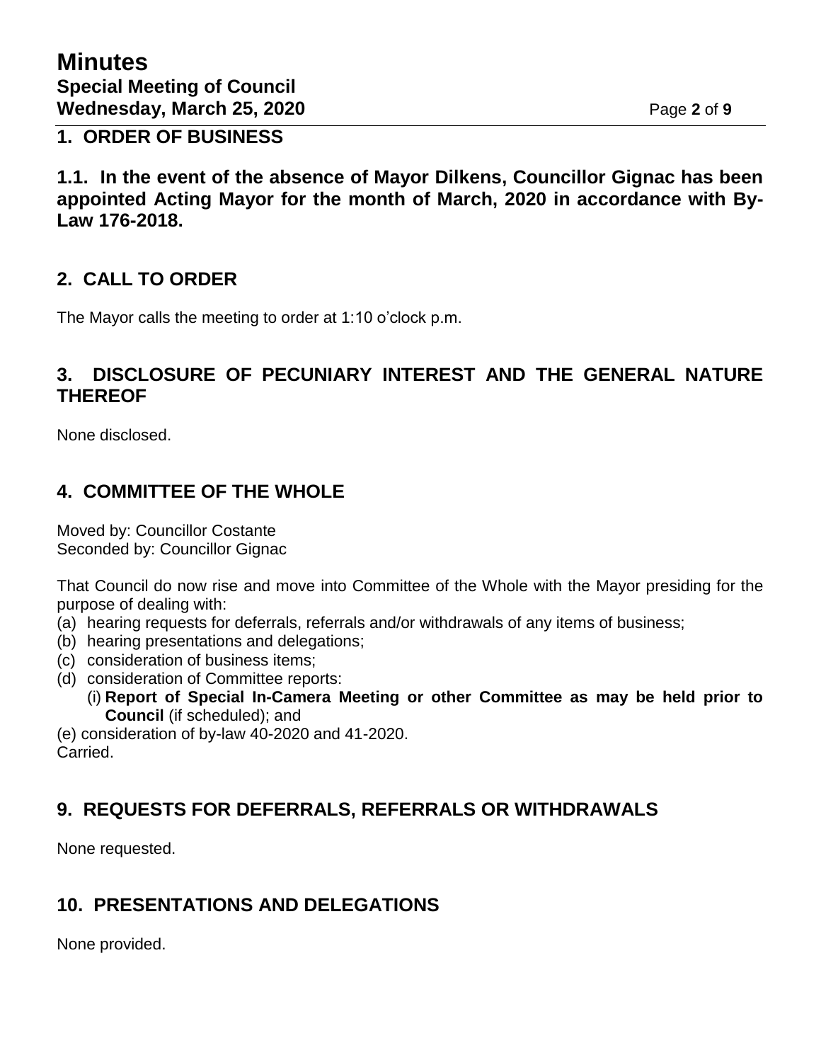## 1. ORDER OF BUSINESS

**1.1. In the event of the absence of Mayor Dilkens, Councillor Gignac has been appointed Acting Mayor for the month of March, 2020 in accordance with By-Law 176-2018.**

## 2. CALL TO ORDER

The Mayor calls the meeting to order at 1:10 o'clock p.m.

## 3. DISCLOSURE OF PECUNIARY INTEREST AND THE GENERAL NATURE THEREOF

None disclosed.

## 4. COMMITTEE OF THE WHOLE

Moved by: Councillor Costante
Seconded by: Councillor Gignac

That Council do now rise and move into Committee of the Whole with the Mayor presiding for the purpose of dealing with:

(a) hearing requests for deferrals, referrals and/or withdrawals of any items of business;
(b) hearing presentations and delegations;
(c) consideration of business items;
(d) consideration of Committee reports:
    (i) **Report of Special In-Camera Meeting or other Committee as may be held prior to Council** (if scheduled); and
(e) consideration of by-law 40-2020 and 41-2020.

Carried.

## 9. REQUESTS FOR DEFERRALS, REFERRALS OR WITHDRAWALS

None requested.

## 10. PRESENTATIONS AND DELEGATIONS

None provided.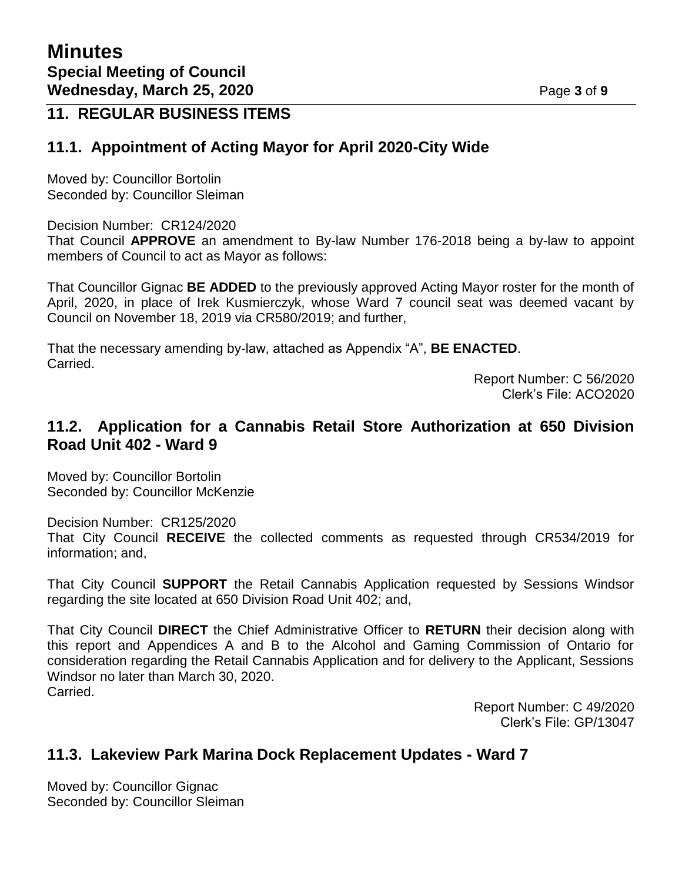## 11. REGULAR BUSINESS ITEMS

### 11.1. Appointment of Acting Mayor for April 2020-City Wide

Moved by: Councillor Bortolin
Seconded by: Councillor Sleiman

Decision Number: CR124/2020
That Council **APPROVE** an amendment to By-law Number 176-2018 being a by-law to appoint members of Council to act as Mayor as follows:

That Councillor Gignac **BE ADDED** to the previously approved Acting Mayor roster for the month of April, 2020, in place of Irek Kusmierczyk, whose Ward 7 council seat was deemed vacant by Council on November 18, 2019 via CR580/2019; and further,

That the necessary amending by-law, attached as Appendix "A", **BE ENACTED**.
Carried.

Report Number: C 56/2020
Clerk's File: ACO2020

### 11.2. Application for a Cannabis Retail Store Authorization at 650 Division Road Unit 402 - Ward 9

Moved by: Councillor Bortolin
Seconded by: Councillor McKenzie

Decision Number: CR125/2020
That City Council **RECEIVE** the collected comments as requested through CR534/2019 for information; and,

That City Council **SUPPORT** the Retail Cannabis Application requested by Sessions Windsor regarding the site located at 650 Division Road Unit 402; and,

That City Council **DIRECT** the Chief Administrative Officer to **RETURN** their decision along with this report and Appendices A and B to the Alcohol and Gaming Commission of Ontario for consideration regarding the Retail Cannabis Application and for delivery to the Applicant, Sessions Windsor no later than March 30, 2020.
Carried.

Report Number: C 49/2020
Clerk's File: GP/13047

### 11.3. Lakeview Park Marina Dock Replacement Updates - Ward 7

Moved by: Councillor Gignac
Seconded by: Councillor Sleiman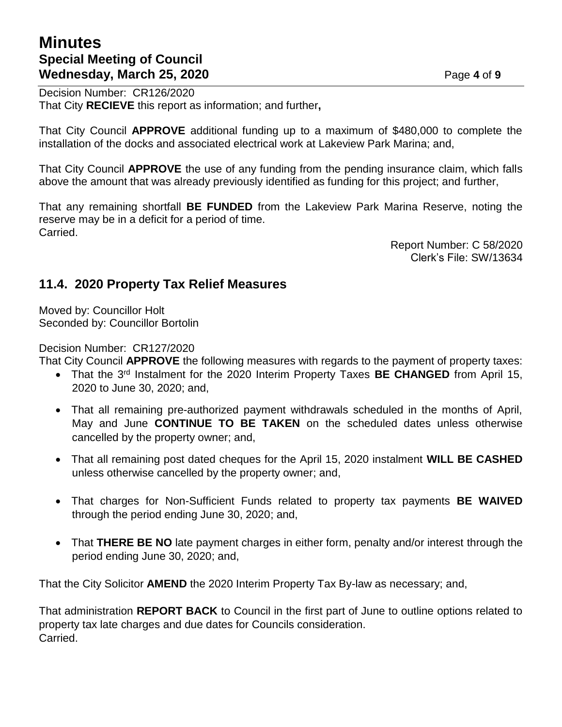Decision Number: CR126/2020
That City **RECIEVE** this report as information; and further**,**

That City Council **APPROVE** additional funding up to a maximum of $480,000 to complete the installation of the docks and associated electrical work at Lakeview Park Marina; and,

That City Council **APPROVE** the use of any funding from the pending insurance claim, which falls above the amount that was already previously identified as funding for this project; and further,

That any remaining shortfall **BE FUNDED** from the Lakeview Park Marina Reserve, noting the reserve may be in a deficit for a period of time.
Carried.

Report Number: C 58/2020
Clerk's File: SW/13634

## 11.4. 2020 Property Tax Relief Measures

Moved by: Councillor Holt
Seconded by: Councillor Bortolin

Decision Number: CR127/2020
That City Council **APPROVE** the following measures with regards to the payment of property taxes:

- That the 3rd Instalment for the 2020 Interim Property Taxes **BE CHANGED** from April 15, 2020 to June 30, 2020; and,
- That all remaining pre-authorized payment withdrawals scheduled in the months of April, May and June **CONTINUE TO BE TAKEN** on the scheduled dates unless otherwise cancelled by the property owner; and,
- That all remaining post dated cheques for the April 15, 2020 instalment **WILL BE CASHED** unless otherwise cancelled by the property owner; and,
- That charges for Non-Sufficient Funds related to property tax payments **BE WAIVED** through the period ending June 30, 2020; and,
- That **THERE BE NO** late payment charges in either form, penalty and/or interest through the period ending June 30, 2020; and,

That the City Solicitor **AMEND** the 2020 Interim Property Tax By-law as necessary; and,

That administration **REPORT BACK** to Council in the first part of June to outline options related to property tax late charges and due dates for Councils consideration.
Carried.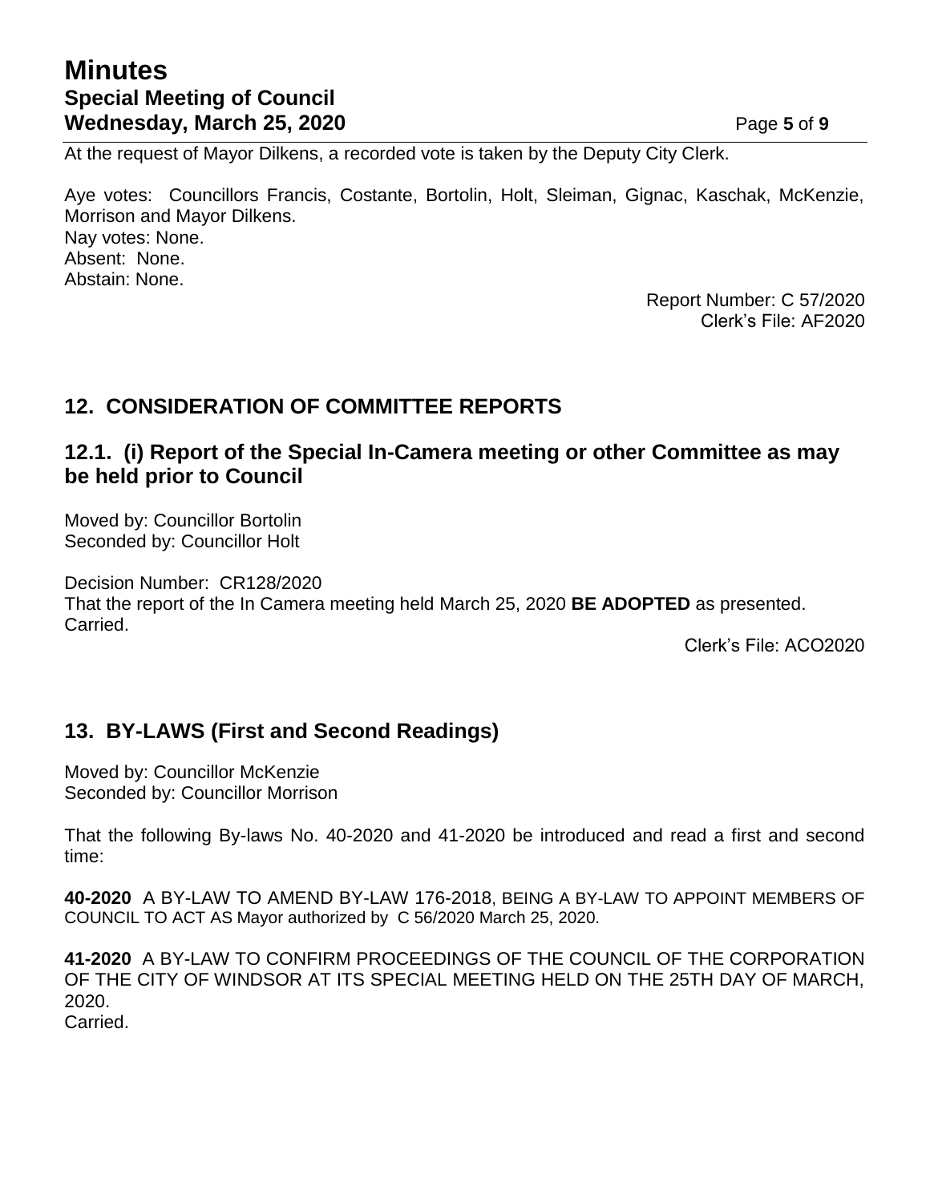At the request of Mayor Dilkens, a recorded vote is taken by the Deputy City Clerk.

Aye votes: Councillors Francis, Costante, Bortolin, Holt, Sleiman, Gignac, Kaschak, McKenzie, Morrison and Mayor Dilkens.
Nay votes: None.
Absent: None.
Abstain: None.

Report Number: C 57/2020
Clerk's File: AF2020

## 12. CONSIDERATION OF COMMITTEE REPORTS

### 12.1. (i) Report of the Special In-Camera meeting or other Committee as may be held prior to Council

Moved by: Councillor Bortolin
Seconded by: Councillor Holt

Decision Number: CR128/2020
That the report of the In Camera meeting held March 25, 2020 **BE ADOPTED** as presented.
Carried.

Clerk's File: ACO2020

## 13. BY-LAWS (First and Second Readings)

Moved by: Councillor McKenzie
Seconded by: Councillor Morrison

That the following By-laws No. 40-2020 and 41-2020 be introduced and read a first and second time:

**40-2020** A BY-LAW TO AMEND BY-LAW 176-2018, BEING A BY-LAW TO APPOINT MEMBERS OF COUNCIL TO ACT AS Mayor authorized by C 56/2020 March 25, 2020.

**41-2020** A BY-LAW TO CONFIRM PROCEEDINGS OF THE COUNCIL OF THE CORPORATION OF THE CITY OF WINDSOR AT ITS SPECIAL MEETING HELD ON THE 25TH DAY OF MARCH, 2020.
Carried.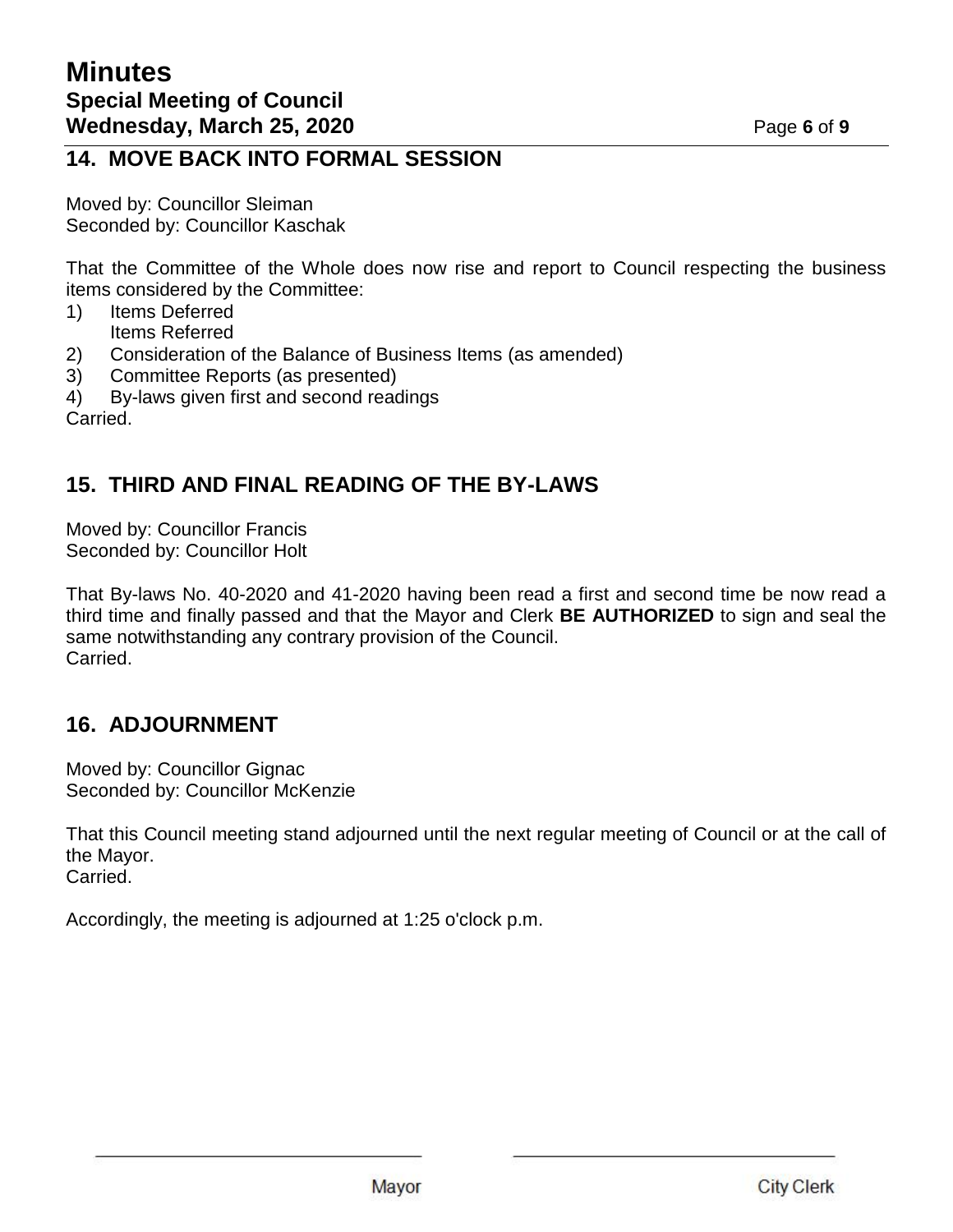## 14. MOVE BACK INTO FORMAL SESSION

Moved by: Councillor Sleiman
Seconded by: Councillor Kaschak

That the Committee of the Whole does now rise and report to Council respecting the business items considered by the Committee:

1) Items Deferred
   Items Referred
2) Consideration of the Balance of Business Items (as amended)
3) Committee Reports (as presented)
4) By-laws given first and second readings

Carried.

## 15. THIRD AND FINAL READING OF THE BY-LAWS

Moved by: Councillor Francis
Seconded by: Councillor Holt

That By-laws No. 40-2020 and 41-2020 having been read a first and second time be now read a third time and finally passed and that the Mayor and Clerk **BE AUTHORIZED** to sign and seal the same notwithstanding any contrary provision of the Council.
Carried.

## 16. ADJOURNMENT

Moved by: Councillor Gignac
Seconded by: Councillor McKenzie

That this Council meeting stand adjourned until the next regular meeting of Council or at the call of the Mayor.
Carried.

Accordingly, the meeting is adjourned at 1:25 o'clock p.m.

| ______________________ | ______________________ |
| --- | --- |
| Mayor | City Clerk |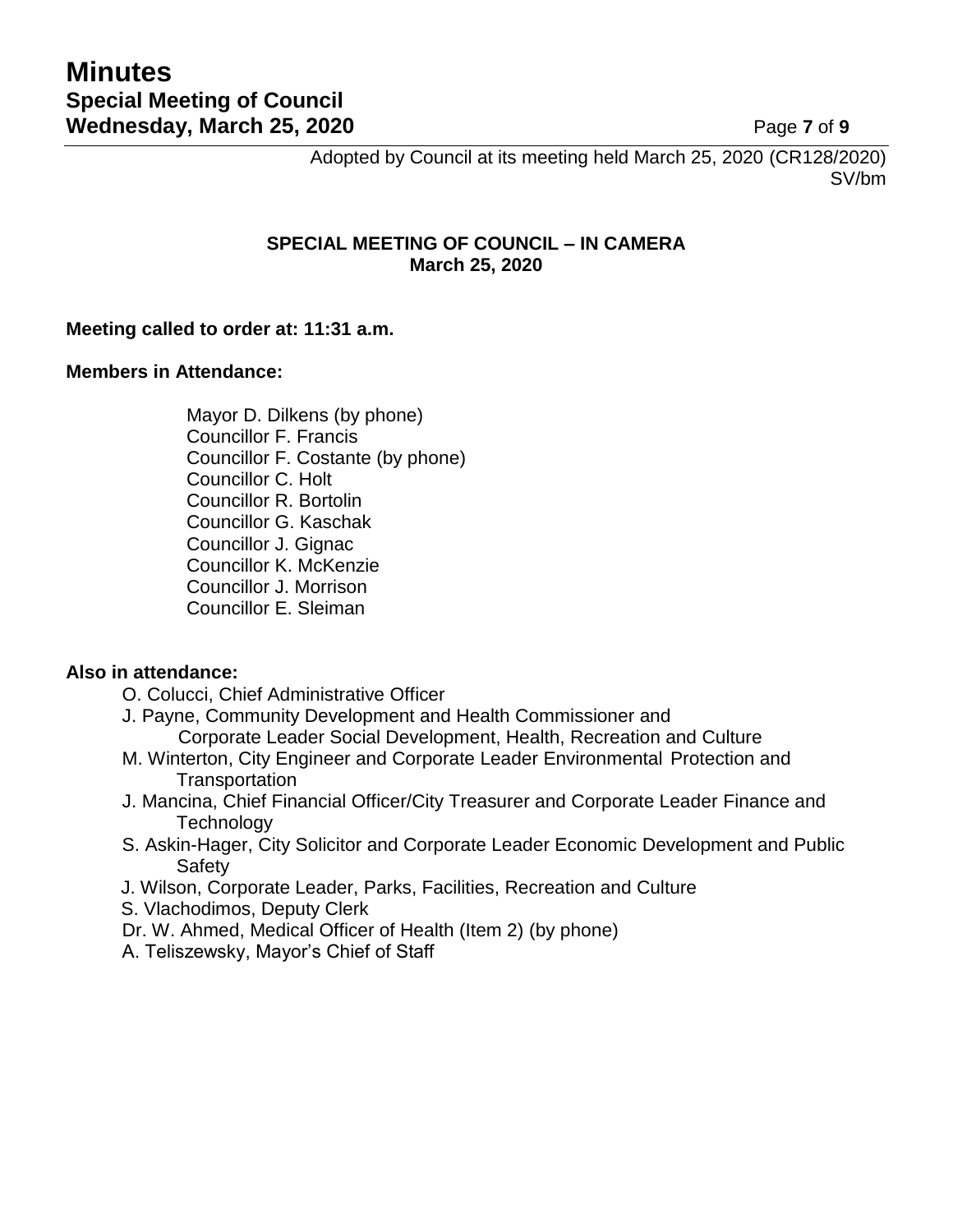Adopted by Council at its meeting held March 25, 2020 (CR128/2020)
SV/bm

**SPECIAL MEETING OF COUNCIL – IN CAMERA**
**March 25, 2020**

**Meeting called to order at: 11:31 a.m.**

**Members in Attendance:**

Mayor D. Dilkens (by phone)
Councillor F. Francis
Councillor F. Costante (by phone)
Councillor C. Holt
Councillor R. Bortolin
Councillor G. Kaschak
Councillor J. Gignac
Councillor K. McKenzie
Councillor J. Morrison
Councillor E. Sleiman

**Also in attendance:**

O. Colucci, Chief Administrative Officer
J. Payne, Community Development and Health Commissioner and Corporate Leader Social Development, Health, Recreation and Culture
M. Winterton, City Engineer and Corporate Leader Environmental Protection and Transportation
J. Mancina, Chief Financial Officer/City Treasurer and Corporate Leader Finance and Technology
S. Askin-Hager, City Solicitor and Corporate Leader Economic Development and Public Safety
J. Wilson, Corporate Leader, Parks, Facilities, Recreation and Culture
S. Vlachodimos, Deputy Clerk
Dr. W. Ahmed, Medical Officer of Health (Item 2) (by phone)
A. Teliszewsky, Mayor's Chief of Staff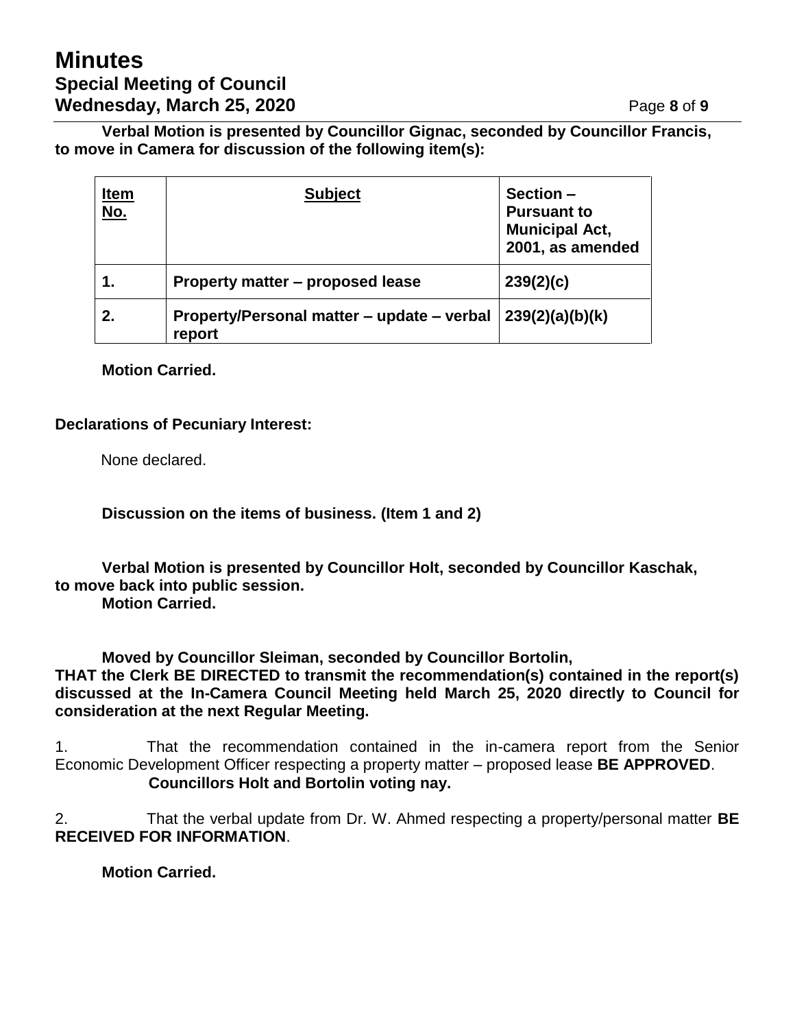**Verbal Motion is presented by Councillor Gignac, seconded by Councillor Francis, to move in Camera for discussion of the following item(s):**

| **Item No.** | **Subject** | **Section – Pursuant to Municipal Act, 2001, as amended** |
|---|---|---|
| **1.** | **Property matter – proposed lease** | **239(2)(c)** |
| **2.** | **Property/Personal matter – update – verbal report** | **239(2)(a)(b)(k)** |

**Motion Carried.**

**Declarations of Pecuniary Interest:**

None declared.

**Discussion on the items of business. (Item 1 and 2)**

**Verbal Motion is presented by Councillor Holt, seconded by Councillor Kaschak, to move back into public session.**
**Motion Carried.**

**Moved by Councillor Sleiman, seconded by Councillor Bortolin,**
**THAT the Clerk BE DIRECTED to transmit the recommendation(s) contained in the report(s) discussed at the In-Camera Council Meeting held March 25, 2020 directly to Council for consideration at the next Regular Meeting.**

1. That the recommendation contained in the in-camera report from the Senior Economic Development Officer respecting a property matter – proposed lease **BE APPROVED**.
**Councillors Holt and Bortolin voting nay.**

2. That the verbal update from Dr. W. Ahmed respecting a property/personal matter **BE RECEIVED FOR INFORMATION**.

**Motion Carried.**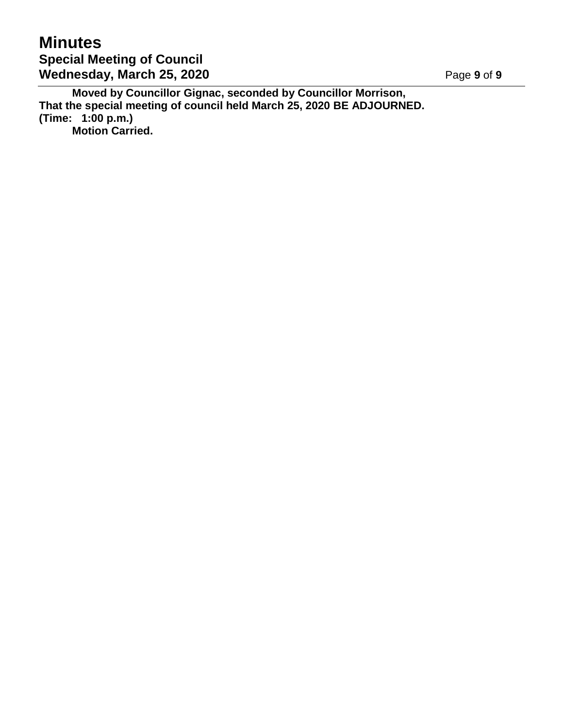**Moved by Councillor Gignac, seconded by Councillor Morrison, That the special meeting of council held March 25, 2020 BE ADJOURNED. (Time: 1:00 p.m.)**

**Motion Carried.**